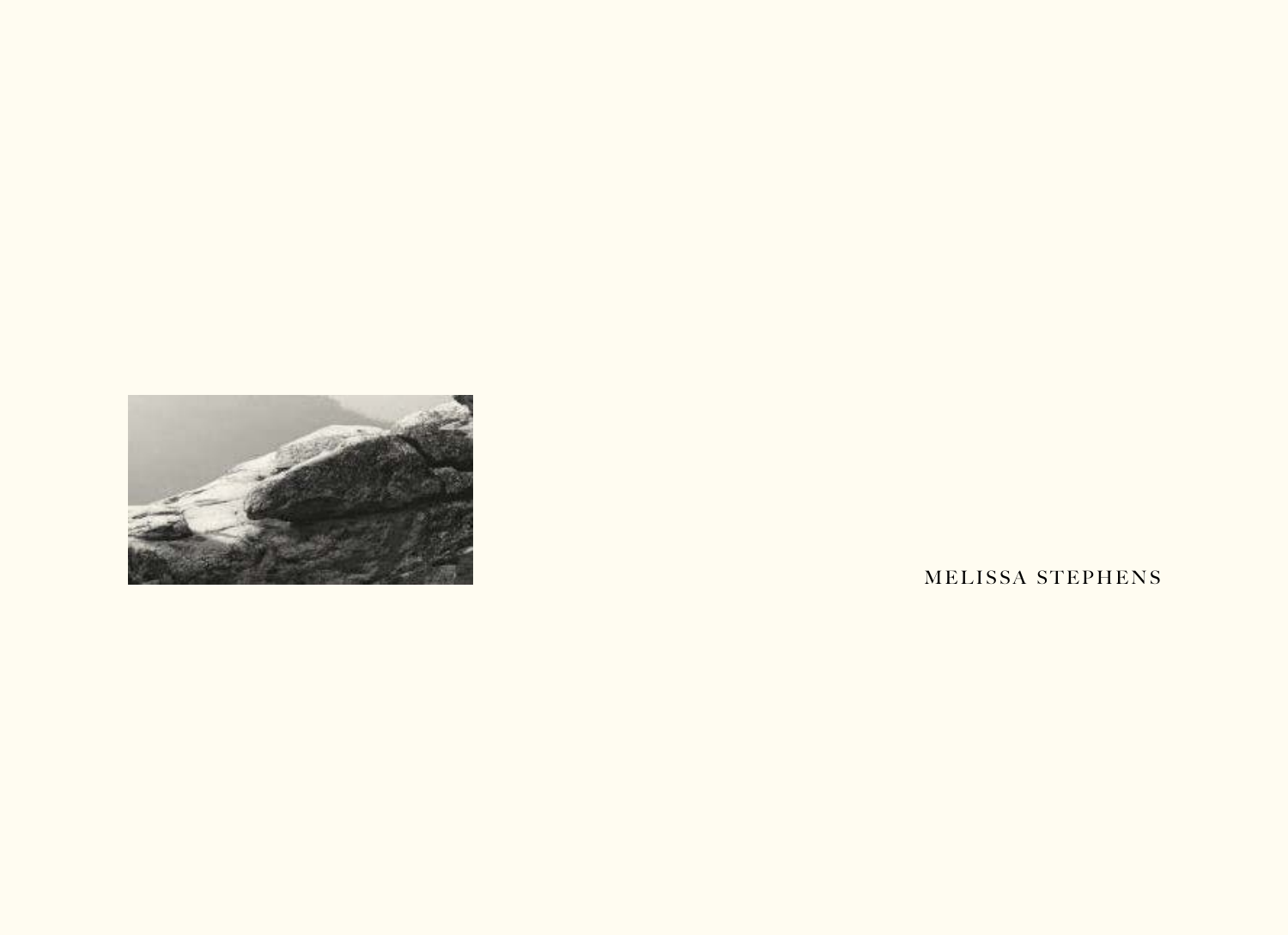MELISSA STEPHENS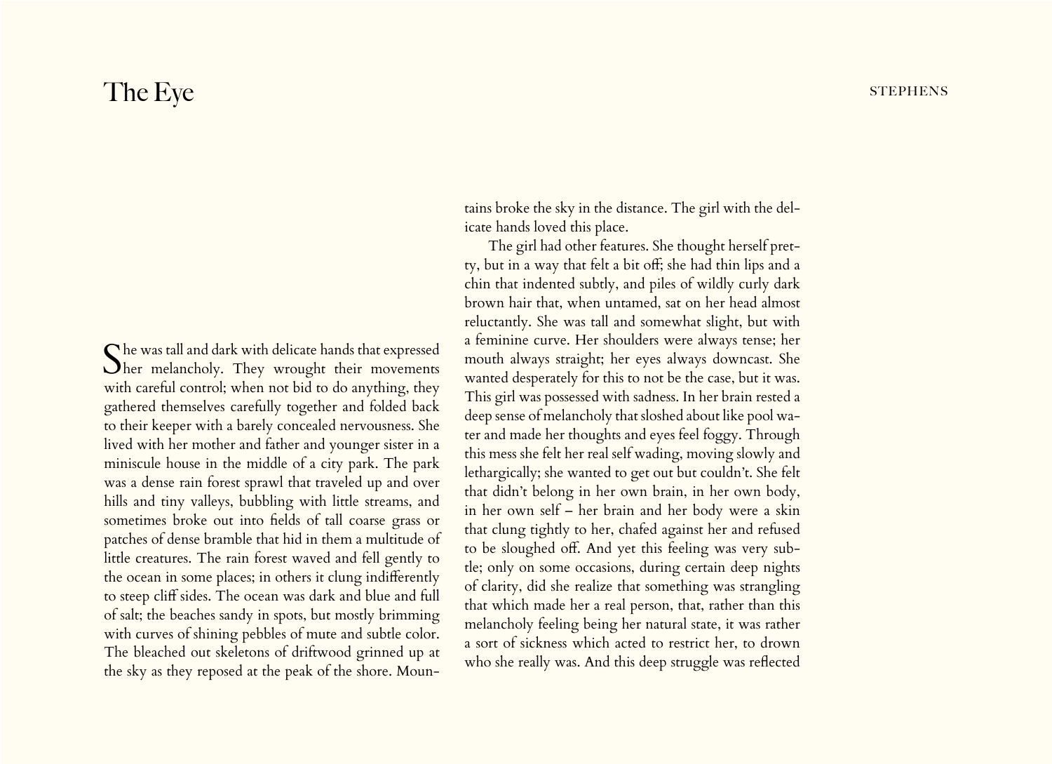# The Eye

She was tall and dark with delicate hands that expressed her melancholy. They wrought their movements with careful control; when not bid to do anything, they gathered themselves carefully together and folded back to their keeper with a barely concealed nervousness. She lived with her mother and father and younger sister in a miniscule house in the middle of a city park. The park was a dense rain forest sprawl that traveled up and over hills and tiny valleys, bubbling with little streams, and sometimes broke out into fields of tall coarse grass or patches of dense bramble that hid in them a multitude of little creatures. The rain forest waved and fell gently to the ocean in some places; in others it clung indifferently to steep cliff sides. The ocean was dark and blue and full of salt; the beaches sandy in spots, but mostly brimming with curves of shining pebbles of mute and subtle color. The bleached out skeletons of driftwood grinned up at the sky as they reposed at the peak of the shore. Mountains broke the sky in the distance. The girl with the delicate hands loved this place.

The girl had other features. She thought herself pretty, but in a way that felt a bit off; she had thin lips and a chin that indented subtly, and piles of wildly curly dark brown hair that, when untamed, sat on her head almost reluctantly. She was tall and somewhat slight, but with a feminine curve. Her shoulders were always tense; her mouth always straight; her eyes always downcast. She wanted desperately for this to not be the case, but it was. This girl was possessed with sadness. In her brain rested a deep sense of melancholy that sloshed about like pool water and made her thoughts and eyes feel foggy. Through this mess she felt her real self wading, moving slowly and lethargically; she wanted to get out but couldn't. She felt that didn't belong in her own brain, in her own body, in her own self – her brain and her body were a skin that clung tightly to her, chafed against her and refused to be sloughed off. And yet this feeling was very subtle; only on some occasions, during certain deep nights of clarity, did she realize that something was strangling that which made her a real person, that, rather than this melancholy feeling being her natural state, it was rather a sort of sickness which acted to restrict her, to drown who she really was. And this deep struggle was reflected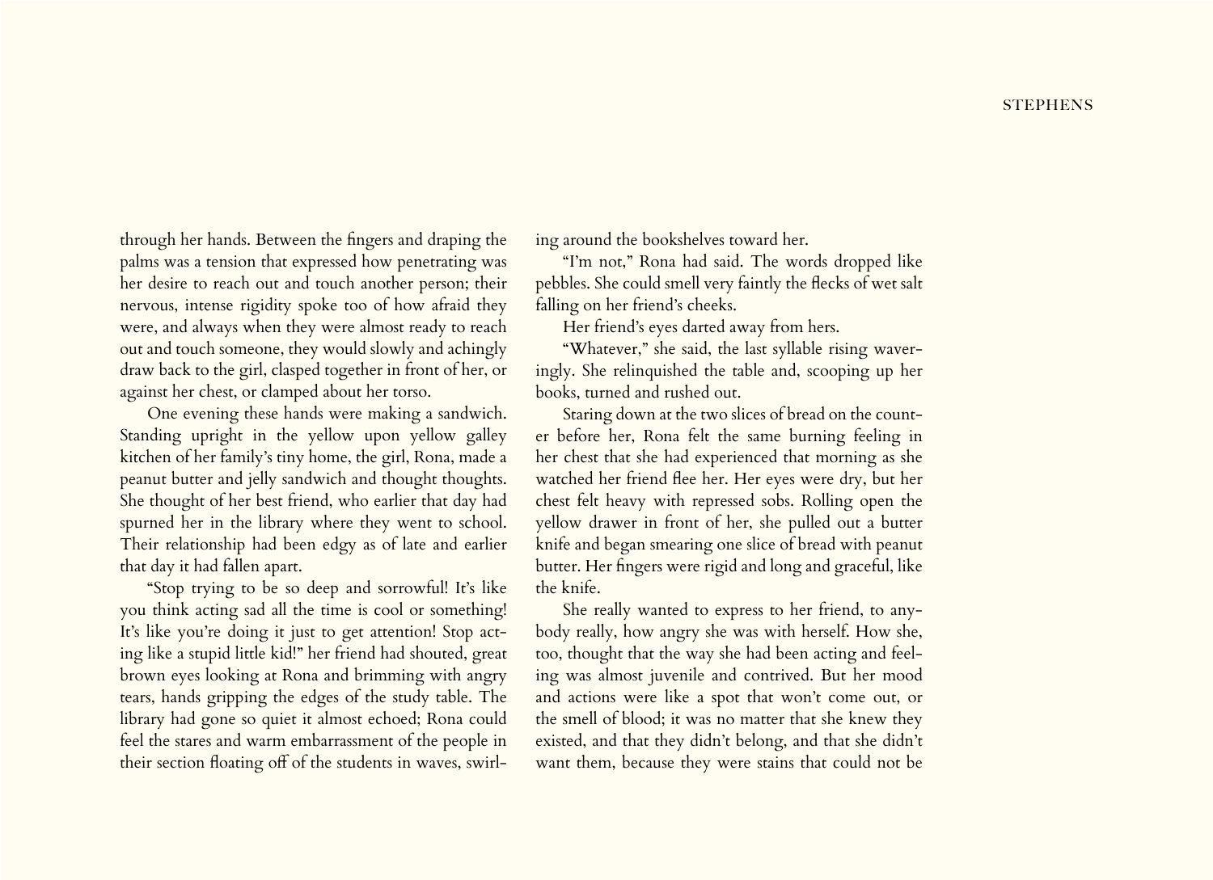through her hands. Between the fingers and draping the palms was a tension that expressed how penetrating was her desire to reach out and touch another person; their nervous, intense rigidity spoke too of how afraid they were, and always when they were almost ready to reach out and touch someone, they would slowly and achingly draw back to the girl, clasped together in front of her, or against her chest, or clamped about her torso.

One evening these hands were making a sandwich. Standing upright in the yellow upon yellow galley kitchen of her family's tiny home, the girl, Rona, made a peanut butter and jelly sandwich and thought thoughts. She thought of her best friend, who earlier that day had spurned her in the library where they went to school. Their relationship had been edgy as of late and earlier that day it had fallen apart.

"Stop trying to be so deep and sorrowful! It's like you think acting sad all the time is cool or something! It's like you're doing it just to get attention! Stop acting like a stupid little kid!" her friend had shouted, great brown eyes looking at Rona and brimming with angry tears, hands gripping the edges of the study table. The library had gone so quiet it almost echoed; Rona could feel the stares and warm embarrassment of the people in their section floating off of the students in waves, swirling around the bookshelves toward her.

"I'm not," Rona had said. The words dropped like pebbles. She could smell very faintly the flecks of wet salt falling on her friend's cheeks.

Her friend's eyes darted away from hers.

"Whatever," she said, the last syllable rising waveringly. She relinquished the table and, scooping up her books, turned and rushed out.

Staring down at the two slices of bread on the counter before her, Rona felt the same burning feeling in her chest that she had experienced that morning as she watched her friend flee her. Her eyes were dry, but her chest felt heavy with repressed sobs. Rolling open the yellow drawer in front of her, she pulled out a butter knife and began smearing one slice of bread with peanut butter. Her fingers were rigid and long and graceful, like the knife.

She really wanted to express to her friend, to anybody really, how angry she was with herself. How she, too, thought that the way she had been acting and feeling was almost juvenile and contrived. But her mood and actions were like a spot that won't come out, or the smell of blood; it was no matter that she knew they existed, and that they didn't belong, and that she didn't want them, because they were stains that could not be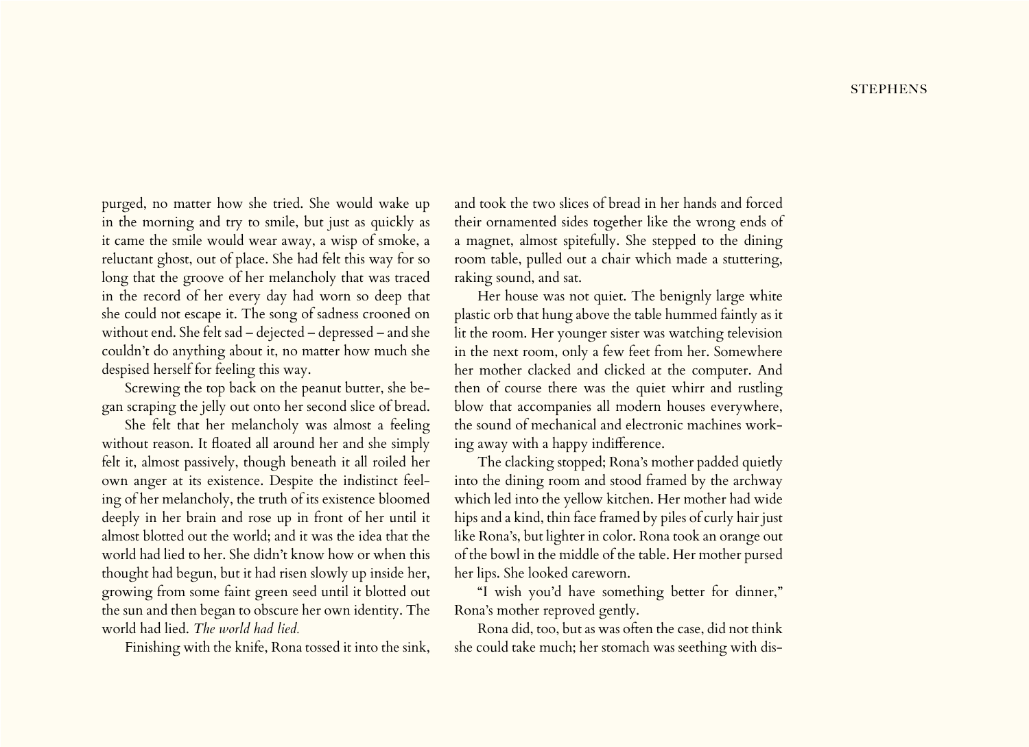purged, no matter how she tried. She would wake up in the morning and try to smile, but just as quickly as it came the smile would wear away, a wisp of smoke, a reluctant ghost, out of place. She had felt this way for so long that the groove of her melancholy that was traced in the record of her every day had worn so deep that she could not escape it. The song of sadness crooned on without end. She felt sad – dejected – depressed – and she couldn't do anything about it, no matter how much she despised herself for feeling this way.

Screwing the top back on the peanut butter, she began scraping the jelly out onto her second slice of bread.

She felt that her melancholy was almost a feeling without reason. It floated all around her and she simply felt it, almost passively, though beneath it all roiled her own anger at its existence. Despite the indistinct feeling of her melancholy, the truth of its existence bloomed deeply in her brain and rose up in front of her until it almost blotted out the world; and it was the idea that the world had lied to her. She didn't know how or when this thought had begun, but it had risen slowly up inside her, growing from some faint green seed until it blotted out the sun and then began to obscure her own identity. The world had lied. *The world had lied.*

Finishing with the knife, Rona tossed it into the sink, and took the two slices of bread in her hands and forced their ornamented sides together like the wrong ends of a magnet, almost spitefully. She stepped to the dining room table, pulled out a chair which made a stuttering, raking sound, and sat.

Her house was not quiet. The benignly large white plastic orb that hung above the table hummed faintly as it lit the room. Her younger sister was watching television in the next room, only a few feet from her. Somewhere her mother clacked and clicked at the computer. And then of course there was the quiet whirr and rustling blow that accompanies all modern houses everywhere, the sound of mechanical and electronic machines working away with a happy indifference.

The clacking stopped; Rona's mother padded quietly into the dining room and stood framed by the archway which led into the yellow kitchen. Her mother had wide hips and a kind, thin face framed by piles of curly hair just like Rona's, but lighter in color. Rona took an orange out of the bowl in the middle of the table. Her mother pursed her lips. She looked careworn.

"I wish you'd have something better for dinner," Rona's mother reproved gently.

Rona did, too, but as was often the case, did not think she could take much; her stomach was seething with dis-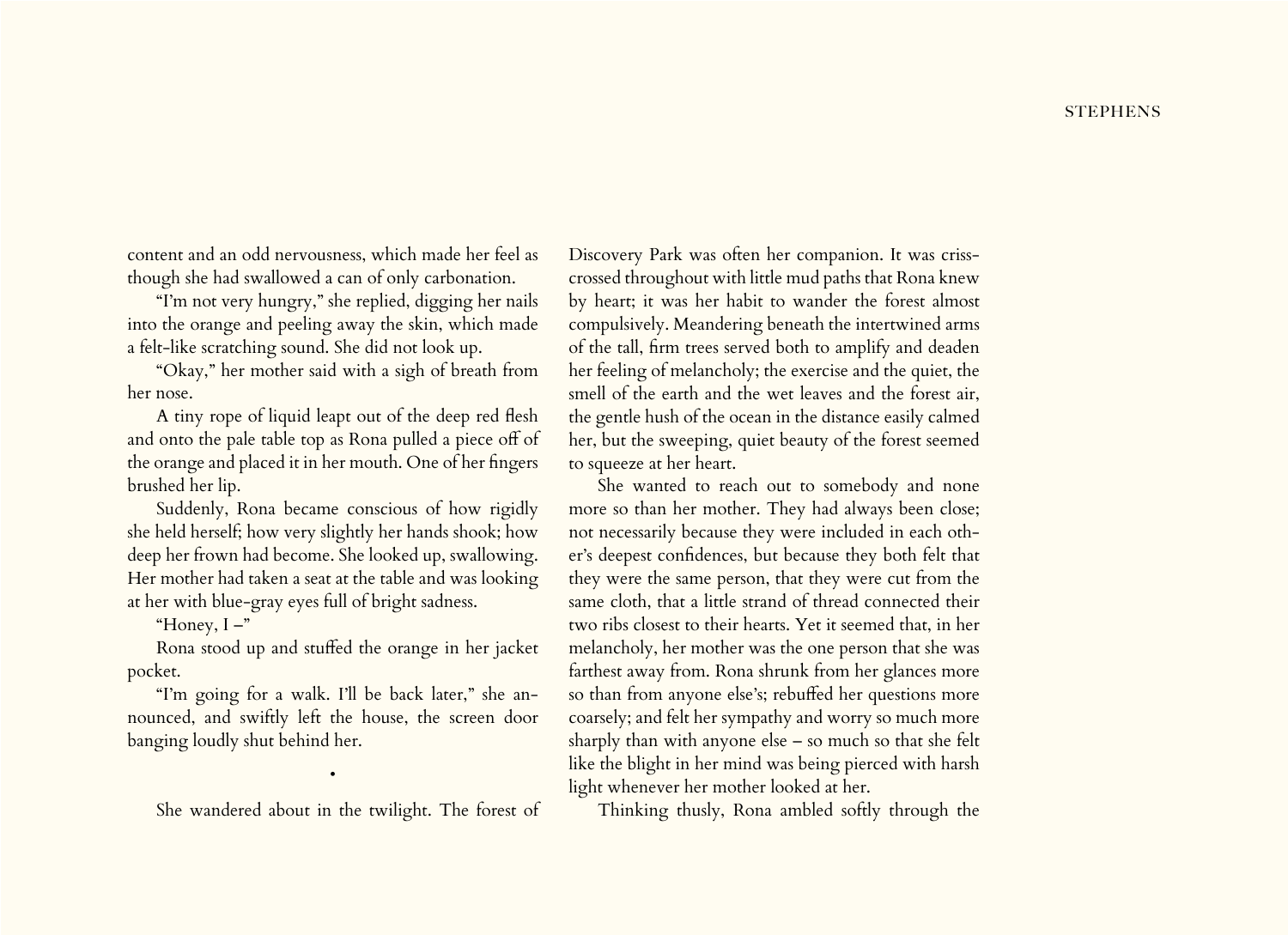content and an odd nervousness, which made her feel as though she had swallowed a can of only carbonation.

"I'm not very hungry," she replied, digging her nails into the orange and peeling away the skin, which made a felt-like scratching sound. She did not look up.

"Okay," her mother said with a sigh of breath from her nose.

A tiny rope of liquid leapt out of the deep red flesh and onto the pale table top as Rona pulled a piece off of the orange and placed it in her mouth. One of her fingers brushed her lip.

Suddenly, Rona became conscious of how rigidly she held herself; how very slightly her hands shook; how deep her frown had become. She looked up, swallowing. Her mother had taken a seat at the table and was looking at her with blue-gray eyes full of bright sadness.

"Honey, I –"

Rona stood up and stuffed the orange in her jacket pocket.

"I'm going for a walk. I'll be back later," she announced, and swiftly left the house, the screen door banging loudly shut behind her.

•

She wandered about in the twilight. The forest of Discovery Park was often her companion. It was criss-crossed throughout with little mud paths that Rona knew by heart; it was her habit to wander the forest almost compulsively. Meandering beneath the intertwined arms of the tall, firm trees served both to amplify and deaden her feeling of melancholy; the exercise and the quiet, the smell of the earth and the wet leaves and the forest air, the gentle hush of the ocean in the distance easily calmed her, but the sweeping, quiet beauty of the forest seemed to squeeze at her heart.

She wanted to reach out to somebody and none more so than her mother. They had always been close; not necessarily because they were included in each other's deepest confidences, but because they both felt that they were the same person, that they were cut from the same cloth, that a little strand of thread connected their two ribs closest to their hearts. Yet it seemed that, in her melancholy, her mother was the one person that she was farthest away from. Rona shrunk from her glances more so than from anyone else's; rebuffed her questions more coarsely; and felt her sympathy and worry so much more sharply than with anyone else – so much so that she felt like the blight in her mind was being pierced with harsh light whenever her mother looked at her.

Thinking thusly, Rona ambled softly through the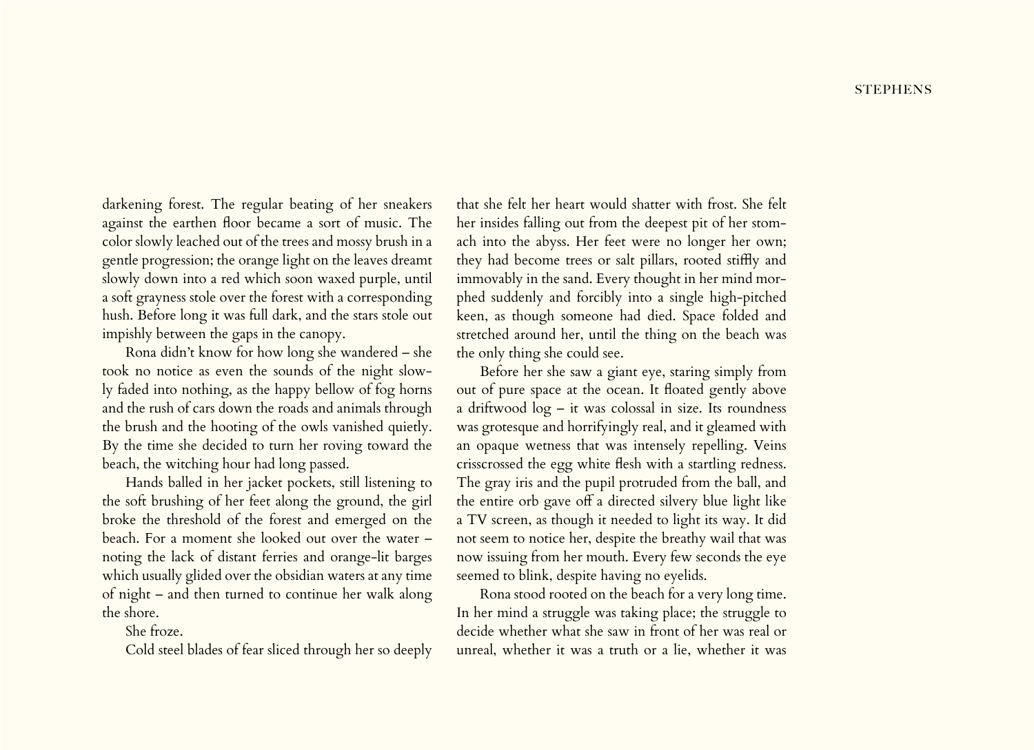darkening forest. The regular beating of her sneakers against the earthen floor became a sort of music. The color slowly leached out of the trees and mossy brush in a gentle progression; the orange light on the leaves dreamt slowly down into a red which soon waxed purple, until a soft grayness stole over the forest with a corresponding hush. Before long it was full dark, and the stars stole out impishly between the gaps in the canopy.

Rona didn't know for how long she wandered – she took no notice as even the sounds of the night slowly faded into nothing, as the happy bellow of fog horns and the rush of cars down the roads and animals through the brush and the hooting of the owls vanished quietly. By the time she decided to turn her roving toward the beach, the witching hour had long passed.

Hands balled in her jacket pockets, still listening to the soft brushing of her feet along the ground, the girl broke the threshold of the forest and emerged on the beach. For a moment she looked out over the water – noting the lack of distant ferries and orange-lit barges which usually glided over the obsidian waters at any time of night – and then turned to continue her walk along the shore.

She froze.

Cold steel blades of fear sliced through her so deeply that she felt her heart would shatter with frost. She felt her insides falling out from the deepest pit of her stomach into the abyss. Her feet were no longer her own; they had become trees or salt pillars, rooted stiffly and immovably in the sand. Every thought in her mind morphed suddenly and forcibly into a single high-pitched keen, as though someone had died. Space folded and stretched around her, until the thing on the beach was the only thing she could see.

Before her she saw a giant eye, staring simply from out of pure space at the ocean. It floated gently above a driftwood log – it was colossal in size. Its roundness was grotesque and horrifyingly real, and it gleamed with an opaque wetness that was intensely repelling. Veins crisscrossed the egg white flesh with a startling redness. The gray iris and the pupil protruded from the ball, and the entire orb gave off a directed silvery blue light like a TV screen, as though it needed to light its way. It did not seem to notice her, despite the breathy wail that was now issuing from her mouth. Every few seconds the eye seemed to blink, despite having no eyelids.

Rona stood rooted on the beach for a very long time. In her mind a struggle was taking place; the struggle to decide whether what she saw in front of her was real or unreal, whether it was a truth or a lie, whether it was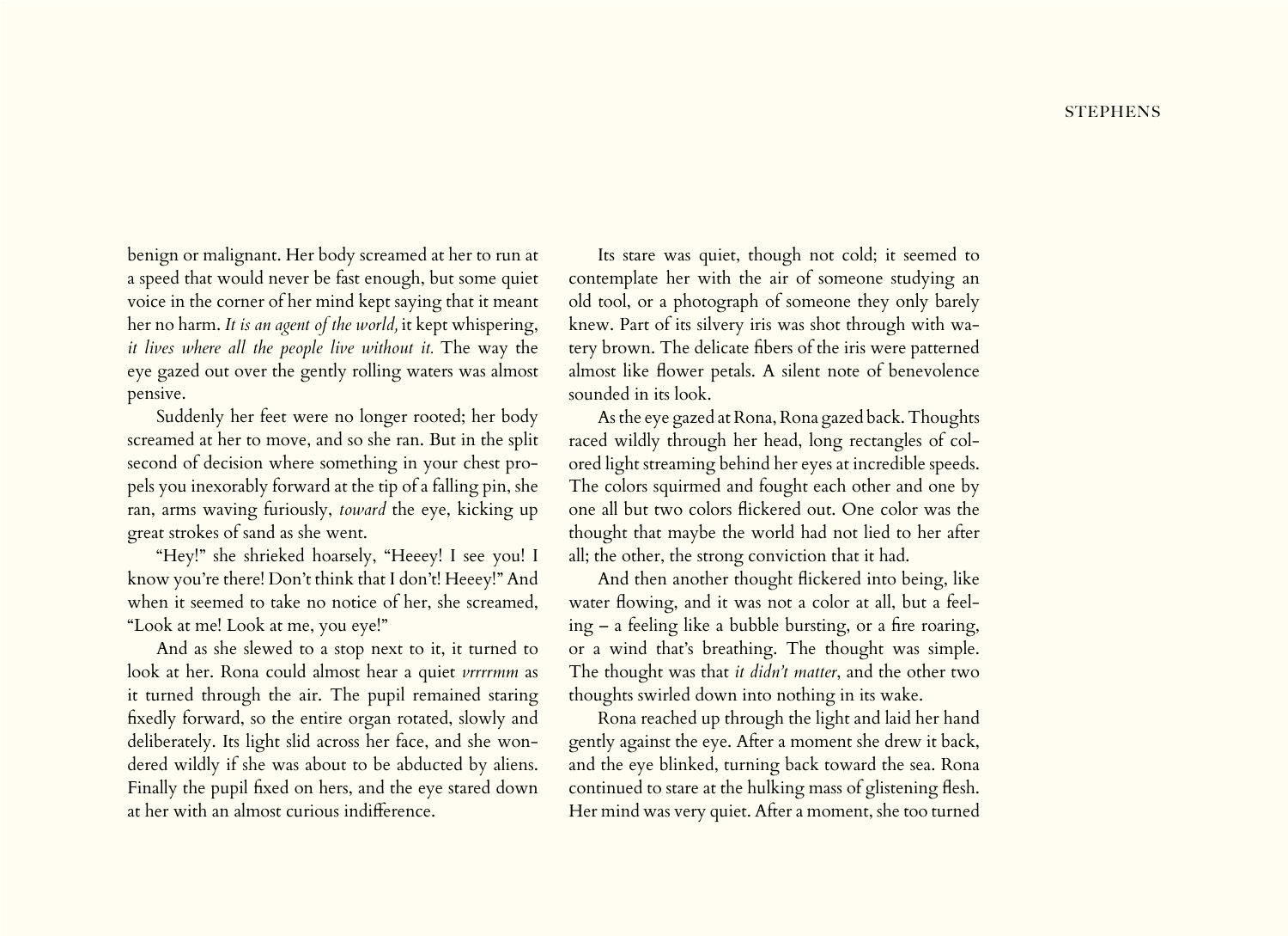benign or malignant. Her body screamed at her to run at a speed that would never be fast enough, but some quiet voice in the corner of her mind kept saying that it meant her no harm. *It is an agent of the world,* it kept whispering, *it lives where all the people live without it.* The way the eye gazed out over the gently rolling waters was almost pensive.

Suddenly her feet were no longer rooted; her body screamed at her to move, and so she ran. But in the split second of decision where something in your chest propels you inexorably forward at the tip of a falling pin, she ran, arms waving furiously, *toward* the eye, kicking up great strokes of sand as she went.

"Hey!" she shrieked hoarsely, "Heeey! I see you! I know you're there! Don't think that I don't! Heeey!" And when it seemed to take no notice of her, she screamed, "Look at me! Look at me, you eye!"

And as she slewed to a stop next to it, it turned to look at her. Rona could almost hear a quiet *vrrrrmm* as it turned through the air. The pupil remained staring fixedly forward, so the entire organ rotated, slowly and deliberately. Its light slid across her face, and she wondered wildly if she was about to be abducted by aliens. Finally the pupil fixed on hers, and the eye stared down at her with an almost curious indifference.

Its stare was quiet, though not cold; it seemed to contemplate her with the air of someone studying an old tool, or a photograph of someone they only barely knew. Part of its silvery iris was shot through with watery brown. The delicate fibers of the iris were patterned almost like flower petals. A silent note of benevolence sounded in its look.

As the eye gazed at Rona, Rona gazed back. Thoughts raced wildly through her head, long rectangles of colored light streaming behind her eyes at incredible speeds. The colors squirmed and fought each other and one by one all but two colors flickered out. One color was the thought that maybe the world had not lied to her after all; the other, the strong conviction that it had.

And then another thought flickered into being, like water flowing, and it was not a color at all, but a feeling – a feeling like a bubble bursting, or a fire roaring, or a wind that's breathing. The thought was simple. The thought was that *it didn't matter*, and the other two thoughts swirled down into nothing in its wake.

Rona reached up through the light and laid her hand gently against the eye. After a moment she drew it back, and the eye blinked, turning back toward the sea. Rona continued to stare at the hulking mass of glistening flesh. Her mind was very quiet. After a moment, she too turned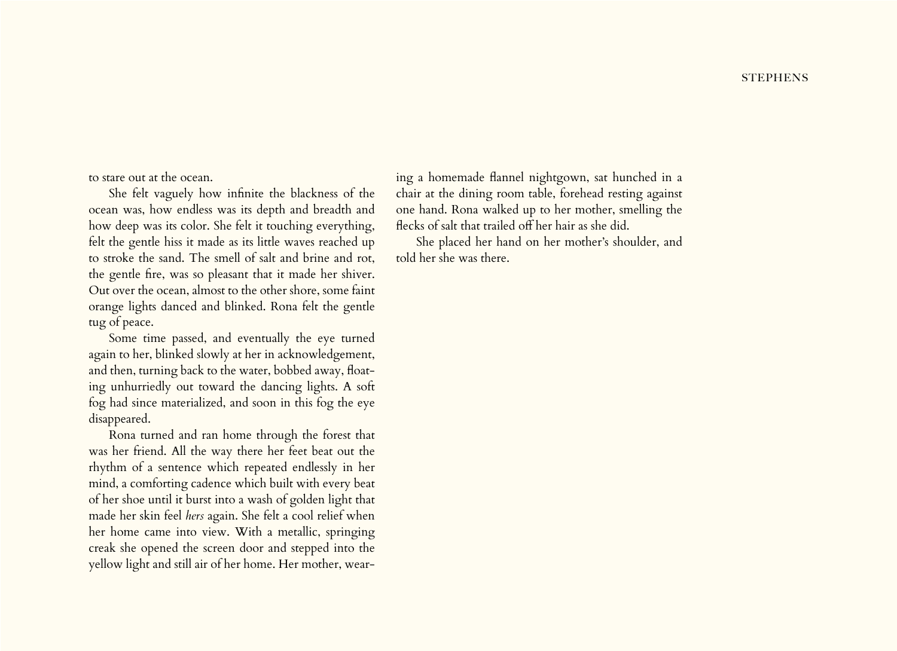to stare out at the ocean.

She felt vaguely how infinite the blackness of the ocean was, how endless was its depth and breadth and how deep was its color. She felt it touching everything, felt the gentle hiss it made as its little waves reached up to stroke the sand. The smell of salt and brine and rot, the gentle fire, was so pleasant that it made her shiver. Out over the ocean, almost to the other shore, some faint orange lights danced and blinked. Rona felt the gentle tug of peace.

Some time passed, and eventually the eye turned again to her, blinked slowly at her in acknowledgement, and then, turning back to the water, bobbed away, floating unhurriedly out toward the dancing lights. A soft fog had since materialized, and soon in this fog the eye disappeared.

Rona turned and ran home through the forest that was her friend. All the way there her feet beat out the rhythm of a sentence which repeated endlessly in her mind, a comforting cadence which built with every beat of her shoe until it burst into a wash of golden light that made her skin feel *hers* again. She felt a cool relief when her home came into view. With a metallic, springing creak she opened the screen door and stepped into the yellow light and still air of her home. Her mother, wearing a homemade flannel nightgown, sat hunched in a chair at the dining room table, forehead resting against one hand. Rona walked up to her mother, smelling the flecks of salt that trailed off her hair as she did.

She placed her hand on her mother's shoulder, and told her she was there.